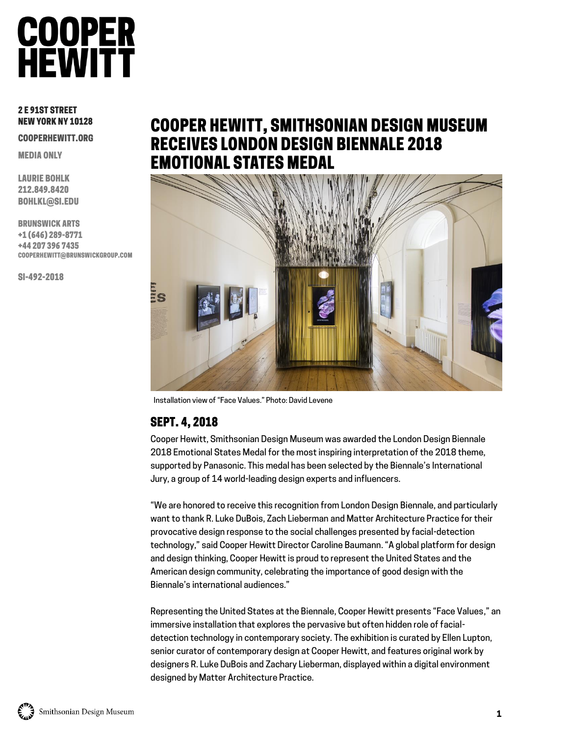# COOPER HEWITT

**2 E 91ST STREET**
**NEW YORK NY 10128**

**COOPERHEWITT.ORG**

**MEDIA ONLY**

**LAURIE BOHLK**
**212.849.8420**
**BOHLKL@SI.EDU**

**BRUNSWICK ARTS**
**+1 (646) 289-8771**
**+44 207 396 7435**
**COOPERHEWITT@BRUNSWICKGROUP.COM**

**SI-492-2018**

# COOPER HEWITT, SMITHSONIAN DESIGN MUSEUM RECEIVES LONDON DESIGN BIENNALE 2018 EMOTIONAL STATES MEDAL

Installation view of "Face Values." Photo: David Levene

## SEPT. 4, 2018

Cooper Hewitt, Smithsonian Design Museum was awarded the London Design Biennale 2018 Emotional States Medal for the most inspiring interpretation of the 2018 theme, supported by Panasonic. This medal has been selected by the Biennale's International Jury, a group of 14 world-leading design experts and influencers.

"We are honored to receive this recognition from London Design Biennale, and particularly want to thank R. Luke DuBois, Zach Lieberman and Matter Architecture Practice for their provocative design response to the social challenges presented by facial-detection technology," said Cooper Hewitt Director Caroline Baumann. "A global platform for design and design thinking, Cooper Hewitt is proud to represent the United States and the American design community, celebrating the importance of good design with the Biennale's international audiences."

Representing the United States at the Biennale, Cooper Hewitt presents "Face Values," an immersive installation that explores the pervasive but often hidden role of facial-detection technology in contemporary society. The exhibition is curated by Ellen Lupton, senior curator of contemporary design at Cooper Hewitt, and features original work by designers R. Luke DuBois and Zachary Lieberman, displayed within a digital environment designed by Matter Architecture Practice.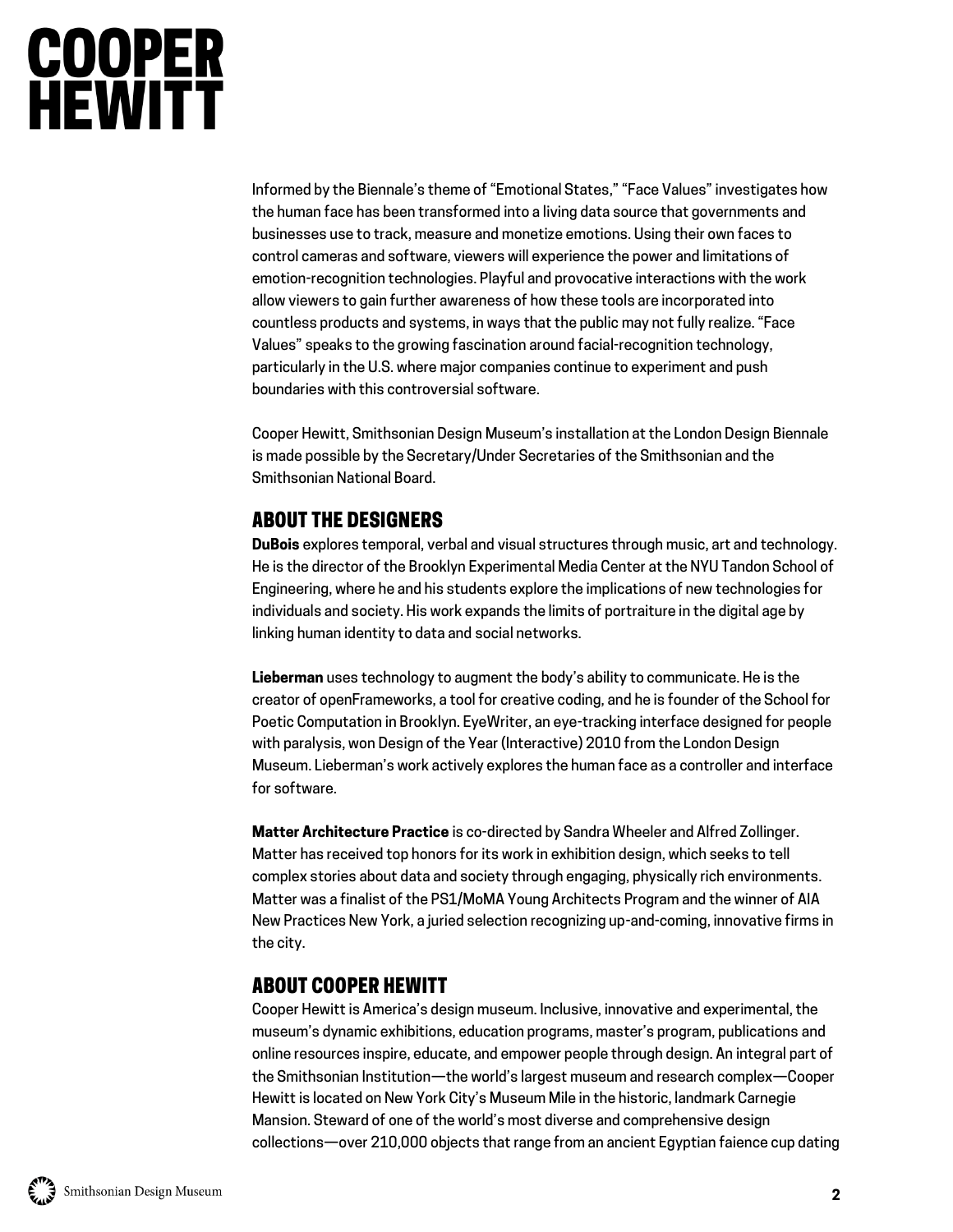Informed by the Biennale's theme of "Emotional States," "Face Values" investigates how the human face has been transformed into a living data source that governments and businesses use to track, measure and monetize emotions. Using their own faces to control cameras and software, viewers will experience the power and limitations of emotion-recognition technologies. Playful and provocative interactions with the work allow viewers to gain further awareness of how these tools are incorporated into countless products and systems, in ways that the public may not fully realize. "Face Values" speaks to the growing fascination around facial-recognition technology, particularly in the U.S. where major companies continue to experiment and push boundaries with this controversial software.

Cooper Hewitt, Smithsonian Design Museum's installation at the London Design Biennale is made possible by the Secretary/Under Secretaries of the Smithsonian and the Smithsonian National Board.

## ABOUT THE DESIGNERS

**DuBois** explores temporal, verbal and visual structures through music, art and technology. He is the director of the Brooklyn Experimental Media Center at the NYU Tandon School of Engineering, where he and his students explore the implications of new technologies for individuals and society. His work expands the limits of portraiture in the digital age by linking human identity to data and social networks.

**Lieberman** uses technology to augment the body's ability to communicate. He is the creator of openFrameworks, a tool for creative coding, and he is founder of the School for Poetic Computation in Brooklyn. EyeWriter, an eye-tracking interface designed for people with paralysis, won Design of the Year (Interactive) 2010 from the London Design Museum. Lieberman's work actively explores the human face as a controller and interface for software.

**Matter Architecture Practice** is co-directed by Sandra Wheeler and Alfred Zollinger. Matter has received top honors for its work in exhibition design, which seeks to tell complex stories about data and society through engaging, physically rich environments. Matter was a finalist of the PS1/MoMA Young Architects Program and the winner of AIA New Practices New York, a juried selection recognizing up-and-coming, innovative firms in the city.

## ABOUT COOPER HEWITT

Cooper Hewitt is America's design museum. Inclusive, innovative and experimental, the museum's dynamic exhibitions, education programs, master's program, publications and online resources inspire, educate, and empower people through design. An integral part of the Smithsonian Institution—the world's largest museum and research complex—Cooper Hewitt is located on New York City's Museum Mile in the historic, landmark Carnegie Mansion. Steward of one of the world's most diverse and comprehensive design collections—over 210,000 objects that range from an ancient Egyptian faience cup dating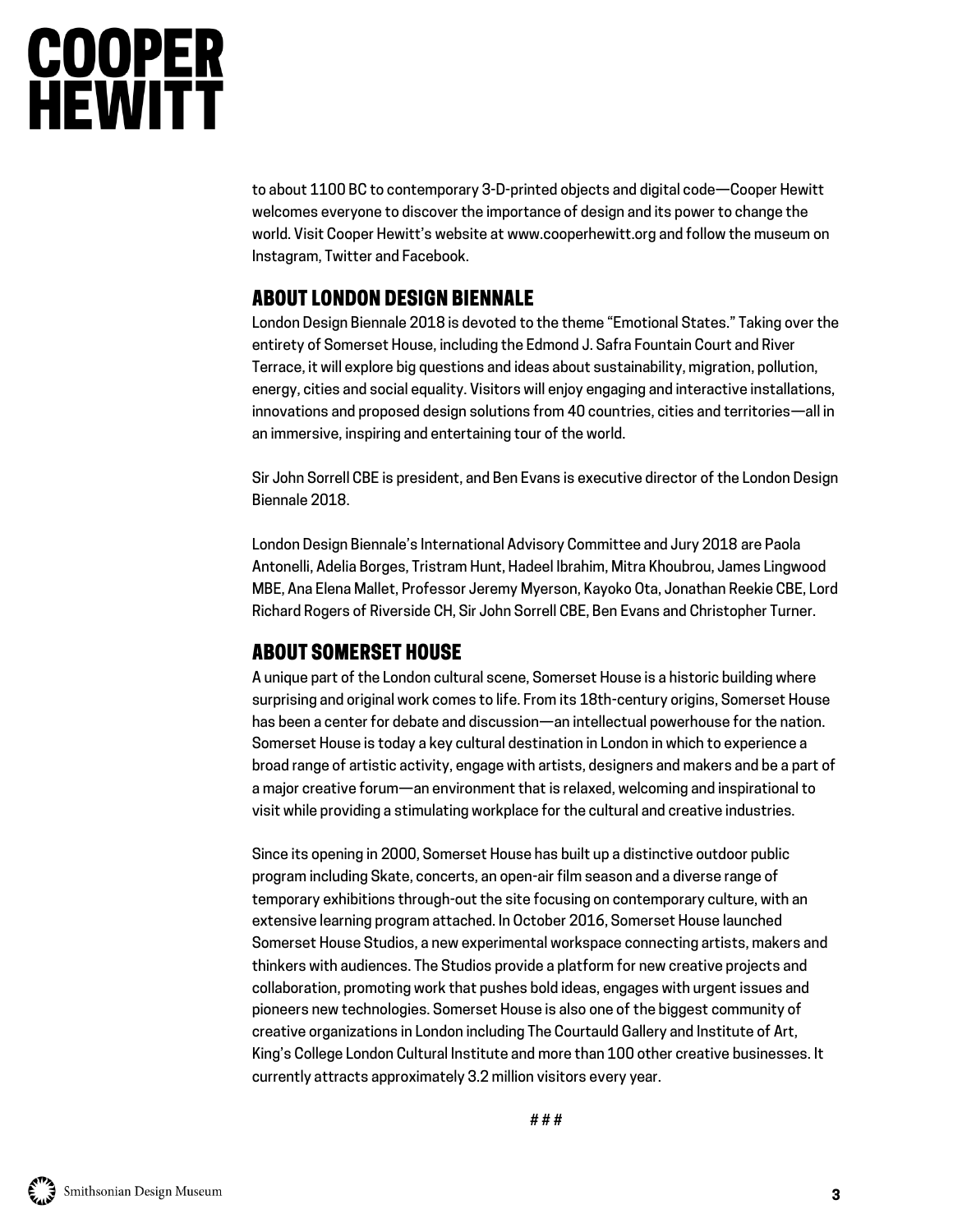to about 1100 BC to contemporary 3-D-printed objects and digital code—Cooper Hewitt welcomes everyone to discover the importance of design and its power to change the world. Visit Cooper Hewitt's website at www.cooperhewitt.org and follow the museum on Instagram, Twitter and Facebook.

## ABOUT LONDON DESIGN BIENNALE

London Design Biennale 2018 is devoted to the theme "Emotional States." Taking over the entirety of Somerset House, including the Edmond J. Safra Fountain Court and River Terrace, it will explore big questions and ideas about sustainability, migration, pollution, energy, cities and social equality. Visitors will enjoy engaging and interactive installations, innovations and proposed design solutions from 40 countries, cities and territories—all in an immersive, inspiring and entertaining tour of the world.

Sir John Sorrell CBE is president, and Ben Evans is executive director of the London Design Biennale 2018.

London Design Biennale's International Advisory Committee and Jury 2018 are Paola Antonelli, Adelia Borges, Tristram Hunt, Hadeel Ibrahim, Mitra Khoubrou, James Lingwood MBE, Ana Elena Mallet, Professor Jeremy Myerson, Kayoko Ota, Jonathan Reekie CBE, Lord Richard Rogers of Riverside CH, Sir John Sorrell CBE, Ben Evans and Christopher Turner.

## ABOUT SOMERSET HOUSE

A unique part of the London cultural scene, Somerset House is a historic building where surprising and original work comes to life. From its 18th-century origins, Somerset House has been a center for debate and discussion—an intellectual powerhouse for the nation. Somerset House is today a key cultural destination in London in which to experience a broad range of artistic activity, engage with artists, designers and makers and be a part of a major creative forum—an environment that is relaxed, welcoming and inspirational to visit while providing a stimulating workplace for the cultural and creative industries.

Since its opening in 2000, Somerset House has built up a distinctive outdoor public program including Skate, concerts, an open-air film season and a diverse range of temporary exhibitions through-out the site focusing on contemporary culture, with an extensive learning program attached. In October 2016, Somerset House launched Somerset House Studios, a new experimental workspace connecting artists, makers and thinkers with audiences. The Studios provide a platform for new creative projects and collaboration, promoting work that pushes bold ideas, engages with urgent issues and pioneers new technologies. Somerset House is also one of the biggest community of creative organizations in London including The Courtauld Gallery and Institute of Art, King's College London Cultural Institute and more than 100 other creative businesses. It currently attracts approximately 3.2 million visitors every year.

# # #